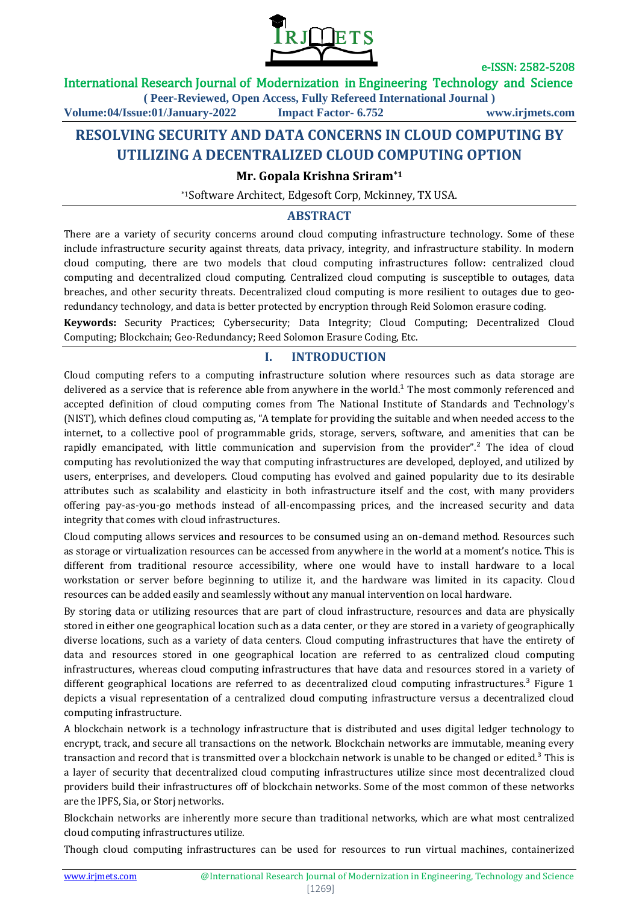# RESOLVING SECURITY AND DATA CONCERNS IN CLOUD COMPUTING BY UTILIZING A DECENTRALIZED CLOUD COMPUTING OPTION

**Mr. Gopala Krishna Sriram**[*1]

[*1]Software Architect, Edgesoft Corp, Mckinney, TX USA.

## ABSTRACT

There are a variety of security concerns around cloud computing infrastructure technology. Some of these include infrastructure security against threats, data privacy, integrity, and infrastructure stability. In modern cloud computing, there are two models that cloud computing infrastructures follow: centralized cloud computing and decentralized cloud computing. Centralized cloud computing is susceptible to outages, data breaches, and other security threats. Decentralized cloud computing is more resilient to outages due to geo-redundancy technology, and data is better protected by encryption through Reid Solomon erasure coding.

**Keywords:** Security Practices; Cybersecurity; Data Integrity; Cloud Computing; Decentralized Cloud Computing; Blockchain; Geo-Redundancy; Reed Solomon Erasure Coding, Etc.

## I. INTRODUCTION

Cloud computing refers to a computing infrastructure solution where resources such as data storage are delivered as a service that is reference able from anywhere in the world.[1] The most commonly referenced and accepted definition of cloud computing comes from The National Institute of Standards and Technology's (NIST), which defines cloud computing as, "A template for providing the suitable and when needed access to the internet, to a collective pool of programmable grids, storage, servers, software, and amenities that can be rapidly emancipated, with little communication and supervision from the provider".[2] The idea of cloud computing has revolutionized the way that computing infrastructures are developed, deployed, and utilized by users, enterprises, and developers. Cloud computing has evolved and gained popularity due to its desirable attributes such as scalability and elasticity in both infrastructure itself and the cost, with many providers offering pay-as-you-go methods instead of all-encompassing prices, and the increased security and data integrity that comes with cloud infrastructures.

Cloud computing allows services and resources to be consumed using an on-demand method. Resources such as storage or virtualization resources can be accessed from anywhere in the world at a moment's notice. This is different from traditional resource accessibility, where one would have to install hardware to a local workstation or server before beginning to utilize it, and the hardware was limited in its capacity. Cloud resources can be added easily and seamlessly without any manual intervention on local hardware.

By storing data or utilizing resources that are part of cloud infrastructure, resources and data are physically stored in either one geographical location such as a data center, or they are stored in a variety of geographically diverse locations, such as a variety of data centers. Cloud computing infrastructures that have the entirety of data and resources stored in one geographical location are referred to as centralized cloud computing infrastructures, whereas cloud computing infrastructures that have data and resources stored in a variety of different geographical locations are referred to as decentralized cloud computing infrastructures.[3] Figure 1 depicts a visual representation of a centralized cloud computing infrastructure versus a decentralized cloud computing infrastructure.

A blockchain network is a technology infrastructure that is distributed and uses digital ledger technology to encrypt, track, and secure all transactions on the network. Blockchain networks are immutable, meaning every transaction and record that is transmitted over a blockchain network is unable to be changed or edited.[3] This is a layer of security that decentralized cloud computing infrastructures utilize since most decentralized cloud providers build their infrastructures off of blockchain networks. Some of the most common of these networks are the IPFS, Sia, or Storj networks.

Blockchain networks are inherently more secure than traditional networks, which are what most centralized cloud computing infrastructures utilize.

Though cloud computing infrastructures can be used for resources to run virtual machines, containerized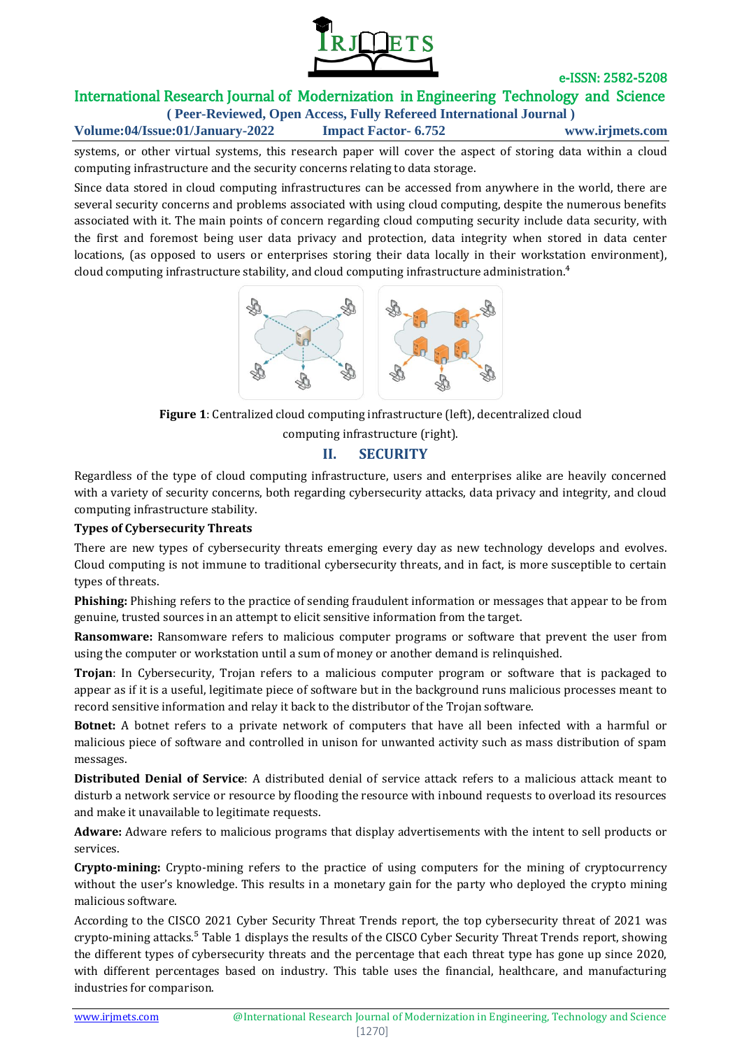systems, or other virtual systems, this research paper will cover the aspect of storing data within a cloud computing infrastructure and the security concerns relating to data storage.

Since data stored in cloud computing infrastructures can be accessed from anywhere in the world, there are several security concerns and problems associated with using cloud computing, despite the numerous benefits associated with it. The main points of concern regarding cloud computing security include data security, with the first and foremost being user data privacy and protection, data integrity when stored in data center locations, (as opposed to users or enterprises storing their data locally in their workstation environment), cloud computing infrastructure stability, and cloud computing infrastructure administration.[4]

**Figure 1**: Centralized cloud computing infrastructure (left), decentralized cloud computing infrastructure (right).

## II. SECURITY

Regardless of the type of cloud computing infrastructure, users and enterprises alike are heavily concerned with a variety of security concerns, both regarding cybersecurity attacks, data privacy and integrity, and cloud computing infrastructure stability.

### Types of Cybersecurity Threats

There are new types of cybersecurity threats emerging every day as new technology develops and evolves. Cloud computing is not immune to traditional cybersecurity threats, and in fact, is more susceptible to certain types of threats.

**Phishing:** Phishing refers to the practice of sending fraudulent information or messages that appear to be from genuine, trusted sources in an attempt to elicit sensitive information from the target.

**Ransomware:** Ransomware refers to malicious computer programs or software that prevent the user from using the computer or workstation until a sum of money or another demand is relinquished.

**Trojan**: In Cybersecurity, Trojan refers to a malicious computer program or software that is packaged to appear as if it is a useful, legitimate piece of software but in the background runs malicious processes meant to record sensitive information and relay it back to the distributor of the Trojan software.

**Botnet:** A botnet refers to a private network of computers that have all been infected with a harmful or malicious piece of software and controlled in unison for unwanted activity such as mass distribution of spam messages.

**Distributed Denial of Service**: A distributed denial of service attack refers to a malicious attack meant to disturb a network service or resource by flooding the resource with inbound requests to overload its resources and make it unavailable to legitimate requests.

**Adware:** Adware refers to malicious programs that display advertisements with the intent to sell products or services.

**Crypto-mining:** Crypto-mining refers to the practice of using computers for the mining of cryptocurrency without the user's knowledge. This results in a monetary gain for the party who deployed the crypto mining malicious software.

According to the CISCO 2021 Cyber Security Threat Trends report, the top cybersecurity threat of 2021 was crypto-mining attacks.[5] Table 1 displays the results of the CISCO Cyber Security Threat Trends report, showing the different types of cybersecurity threats and the percentage that each threat type has gone up since 2020, with different percentages based on industry. This table uses the financial, healthcare, and manufacturing industries for comparison.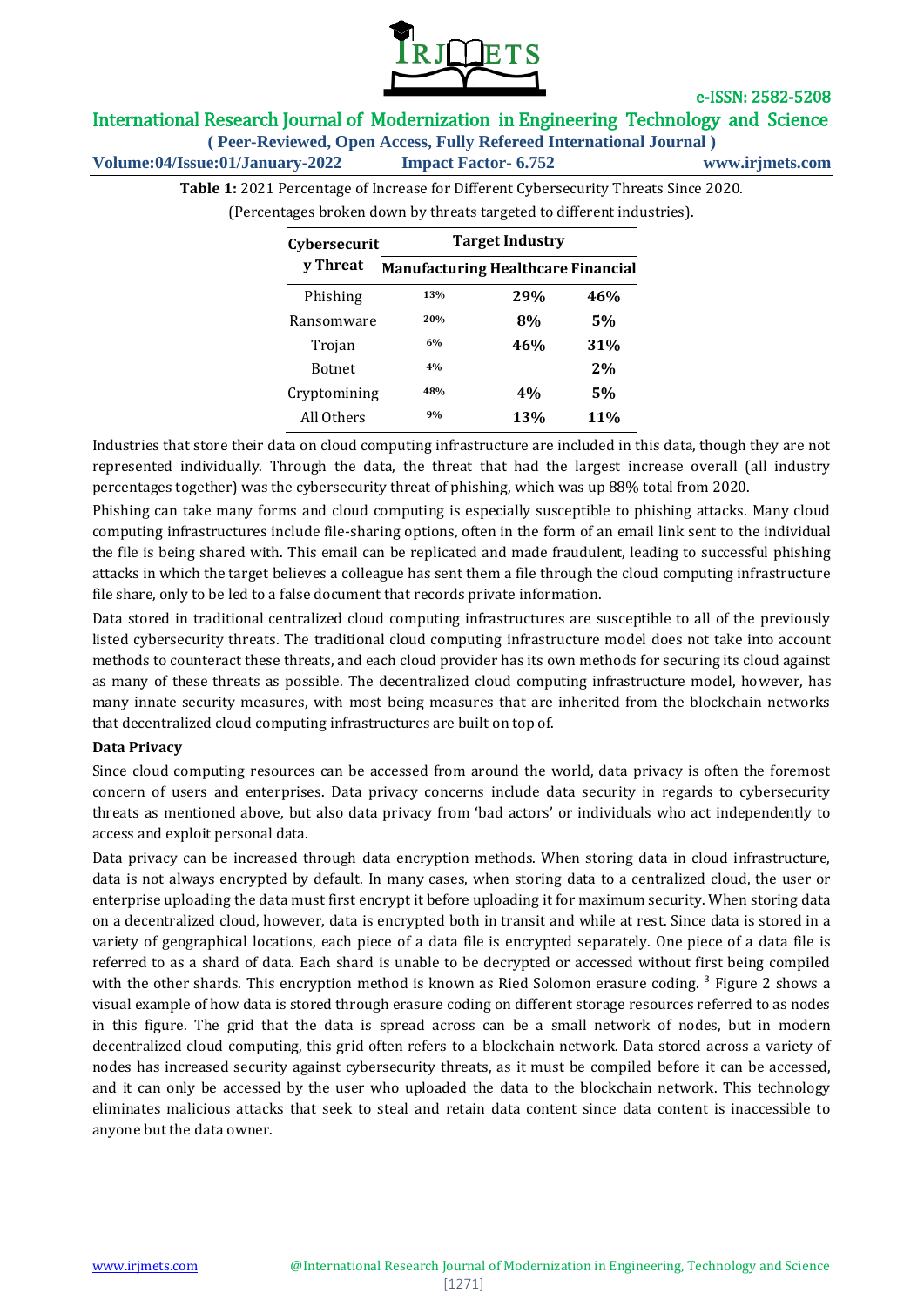**Table 1:** 2021 Percentage of Increase for Different Cybersecurity Threats Since 2020. (Percentages broken down by threats targeted to different industries).

| Cybersecurity Threat | Target Industry | | |
|---|---|---|---|
| | Manufacturing | Healthcare | Financial |
| Phishing | 13% | 29% | 46% |
| Ransomware | 20% | 8% | 5% |
| Trojan | 6% | 46% | 31% |
| Botnet | 4% | | 2% |
| Cryptomining | 48% | 4% | 5% |
| All Others | 9% | 13% | 11% |

Industries that store their data on cloud computing infrastructure are included in this data, though they are not represented individually. Through the data, the threat that had the largest increase overall (all industry percentages together) was the cybersecurity threat of phishing, which was up 88% total from 2020.

Phishing can take many forms and cloud computing is especially susceptible to phishing attacks. Many cloud computing infrastructures include file-sharing options, often in the form of an email link sent to the individual the file is being shared with. This email can be replicated and made fraudulent, leading to successful phishing attacks in which the target believes a colleague has sent them a file through the cloud computing infrastructure file share, only to be led to a false document that records private information.

Data stored in traditional centralized cloud computing infrastructures are susceptible to all of the previously listed cybersecurity threats. The traditional cloud computing infrastructure model does not take into account methods to counteract these threats, and each cloud provider has its own methods for securing its cloud against as many of these threats as possible. The decentralized cloud computing infrastructure model, however, has many innate security measures, with most being measures that are inherited from the blockchain networks that decentralized cloud computing infrastructures are built on top of.

**Data Privacy**

Since cloud computing resources can be accessed from around the world, data privacy is often the foremost concern of users and enterprises. Data privacy concerns include data security in regards to cybersecurity threats as mentioned above, but also data privacy from 'bad actors' or individuals who act independently to access and exploit personal data.

Data privacy can be increased through data encryption methods. When storing data in cloud infrastructure, data is not always encrypted by default. In many cases, when storing data to a centralized cloud, the user or enterprise uploading the data must first encrypt it before uploading it for maximum security. When storing data on a decentralized cloud, however, data is encrypted both in transit and while at rest. Since data is stored in a variety of geographical locations, each piece of a data file is encrypted separately. One piece of a data file is referred to as a shard of data. Each shard is unable to be decrypted or accessed without first being compiled with the other shards. This encryption method is known as Ried Solomon erasure coding. [3] Figure 2 shows a visual example of how data is stored through erasure coding on different storage resources referred to as nodes in this figure. The grid that the data is spread across can be a small network of nodes, but in modern decentralized cloud computing, this grid often refers to a blockchain network. Data stored across a variety of nodes has increased security against cybersecurity threats, as it must be compiled before it can be accessed, and it can only be accessed by the user who uploaded the data to the blockchain network. This technology eliminates malicious attacks that seek to steal and retain data content since data content is inaccessible to anyone but the data owner.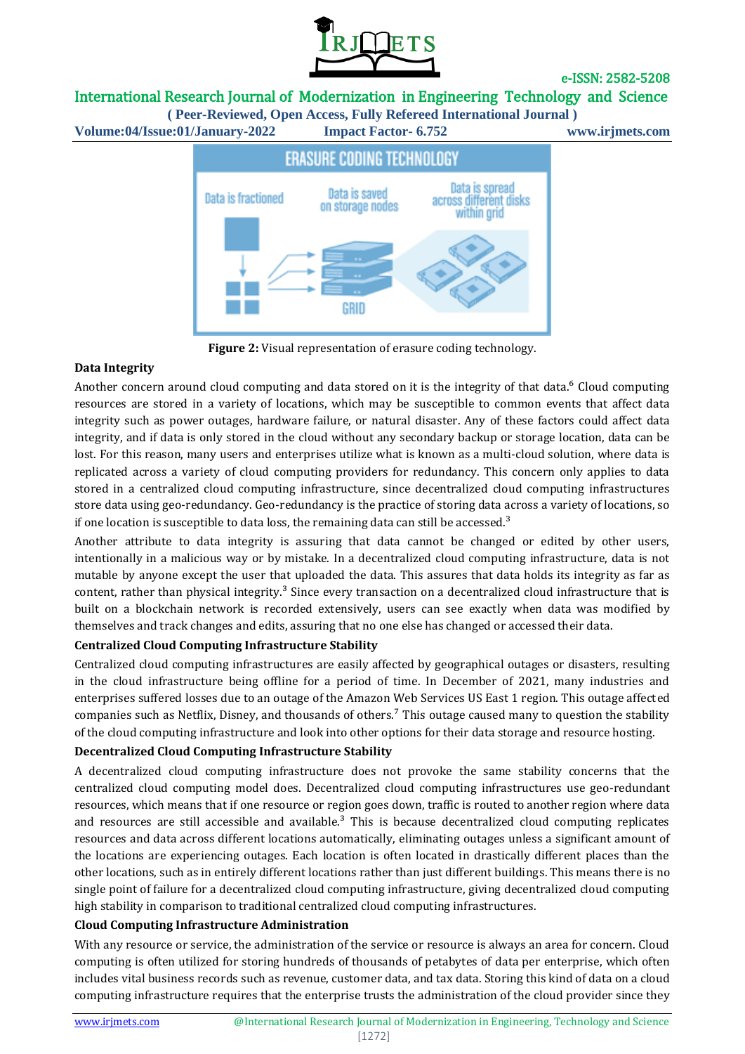ERASURE CODING TECHNOLOGY

Data is fractioned

Data is saved on storage nodes

Data is spread across different disks within grid

GRID

**Figure 2:** Visual representation of erasure coding technology.

### Data Integrity

Another concern around cloud computing and data stored on it is the integrity of that data.[6] Cloud computing resources are stored in a variety of locations, which may be susceptible to common events that affect data integrity such as power outages, hardware failure, or natural disaster. Any of these factors could affect data integrity, and if data is only stored in the cloud without any secondary backup or storage location, data can be lost. For this reason, many users and enterprises utilize what is known as a multi-cloud solution, where data is replicated across a variety of cloud computing providers for redundancy. This concern only applies to data stored in a centralized cloud computing infrastructure, since decentralized cloud computing infrastructures store data using geo-redundancy. Geo-redundancy is the practice of storing data across a variety of locations, so if one location is susceptible to data loss, the remaining data can still be accessed.[3]

Another attribute to data integrity is assuring that data cannot be changed or edited by other users, intentionally in a malicious way or by mistake. In a decentralized cloud computing infrastructure, data is not mutable by anyone except the user that uploaded the data. This assures that data holds its integrity as far as content, rather than physical integrity.[3] Since every transaction on a decentralized cloud infrastructure that is built on a blockchain network is recorded extensively, users can see exactly when data was modified by themselves and track changes and edits, assuring that no one else has changed or accessed their data.

### Centralized Cloud Computing Infrastructure Stability

Centralized cloud computing infrastructures are easily affected by geographical outages or disasters, resulting in the cloud infrastructure being offline for a period of time. In December of 2021, many industries and enterprises suffered losses due to an outage of the Amazon Web Services US East 1 region. This outage affected companies such as Netflix, Disney, and thousands of others.[7] This outage caused many to question the stability of the cloud computing infrastructure and look into other options for their data storage and resource hosting.

### Decentralized Cloud Computing Infrastructure Stability

A decentralized cloud computing infrastructure does not provoke the same stability concerns that the centralized cloud computing model does. Decentralized cloud computing infrastructures use geo-redundant resources, which means that if one resource or region goes down, traffic is routed to another region where data and resources are still accessible and available.[3] This is because decentralized cloud computing replicates resources and data across different locations automatically, eliminating outages unless a significant amount of the locations are experiencing outages. Each location is often located in drastically different places than the other locations, such as in entirely different locations rather than just different buildings. This means there is no single point of failure for a decentralized cloud computing infrastructure, giving decentralized cloud computing high stability in comparison to traditional centralized cloud computing infrastructures.

### Cloud Computing Infrastructure Administration

With any resource or service, the administration of the service or resource is always an area for concern. Cloud computing is often utilized for storing hundreds of thousands of petabytes of data per enterprise, which often includes vital business records such as revenue, customer data, and tax data. Storing this kind of data on a cloud computing infrastructure requires that the enterprise trusts the administration of the cloud provider since they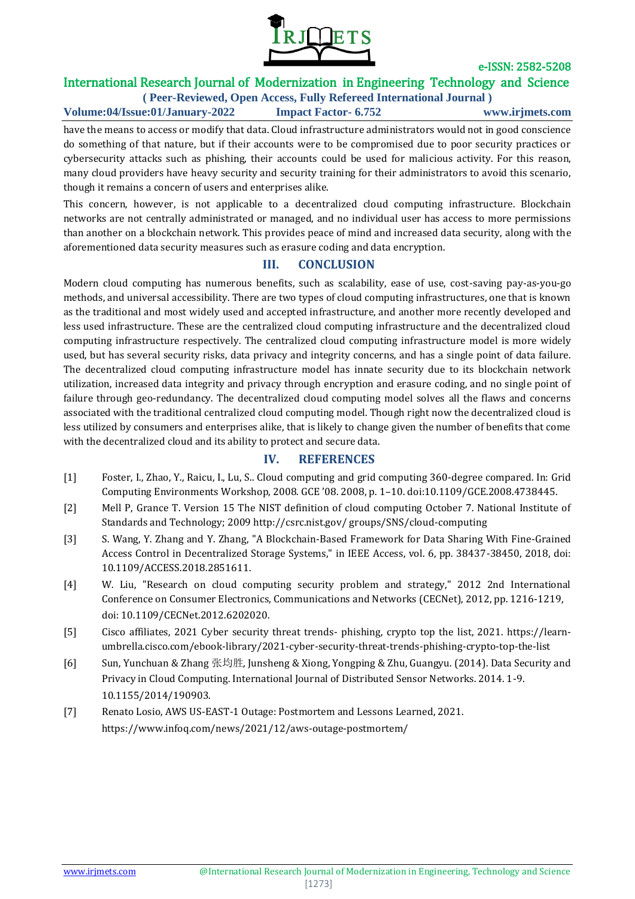have the means to access or modify that data. Cloud infrastructure administrators would not in good conscience do something of that nature, but if their accounts were to be compromised due to poor security practices or cybersecurity attacks such as phishing, their accounts could be used for malicious activity. For this reason, many cloud providers have heavy security and security training for their administrators to avoid this scenario, though it remains a concern of users and enterprises alike.

This concern, however, is not applicable to a decentralized cloud computing infrastructure. Blockchain networks are not centrally administrated or managed, and no individual user has access to more permissions than another on a blockchain network. This provides peace of mind and increased data security, along with the aforementioned data security measures such as erasure coding and data encryption.

## III. CONCLUSION

Modern cloud computing has numerous benefits, such as scalability, ease of use, cost-saving pay-as-you-go methods, and universal accessibility. There are two types of cloud computing infrastructures, one that is known as the traditional and most widely used and accepted infrastructure, and another more recently developed and less used infrastructure. These are the centralized cloud computing infrastructure and the decentralized cloud computing infrastructure respectively. The centralized cloud computing infrastructure model is more widely used, but has several security risks, data privacy and integrity concerns, and has a single point of data failure. The decentralized cloud computing infrastructure model has innate security due to its blockchain network utilization, increased data integrity and privacy through encryption and erasure coding, and no single point of failure through geo-redundancy. The decentralized cloud computing model solves all the flaws and concerns associated with the traditional centralized cloud computing model. Though right now the decentralized cloud is less utilized by consumers and enterprises alike, that is likely to change given the number of benefits that come with the decentralized cloud and its ability to protect and secure data.

## IV. REFERENCES

[1] Foster, I., Zhao, Y., Raicu, I., Lu, S.. Cloud computing and grid computing 360-degree compared. In: Grid Computing Environments Workshop, 2008. GCE '08. 2008, p. 1–10. doi:10.1109/GCE.2008.4738445.

[2] Mell P, Grance T. Version 15 The NIST definition of cloud computing October 7. National Institute of Standards and Technology; 2009 http://csrc.nist.gov/ groups/SNS/cloud-computing

[3] S. Wang, Y. Zhang and Y. Zhang, "A Blockchain-Based Framework for Data Sharing With Fine-Grained Access Control in Decentralized Storage Systems," in IEEE Access, vol. 6, pp. 38437-38450, 2018, doi: 10.1109/ACCESS.2018.2851611.

[4] W. Liu, "Research on cloud computing security problem and strategy," 2012 2nd International Conference on Consumer Electronics, Communications and Networks (CECNet), 2012, pp. 1216-1219, doi: 10.1109/CECNet.2012.6202020.

[5] Cisco affiliates, 2021 Cyber security threat trends- phishing, crypto top the list, 2021. https://learn-umbrella.cisco.com/ebook-library/2021-cyber-security-threat-trends-phishing-crypto-top-the-list

[6] Sun, Yunchuan & Zhang 张均胜, Junsheng & Xiong, Yongping & Zhu, Guangyu. (2014). Data Security and Privacy in Cloud Computing. International Journal of Distributed Sensor Networks. 2014. 1-9. 10.1155/2014/190903.

[7] Renato Losio, AWS US-EAST-1 Outage: Postmortem and Lessons Learned, 2021. https://www.infoq.com/news/2021/12/aws-outage-postmortem/